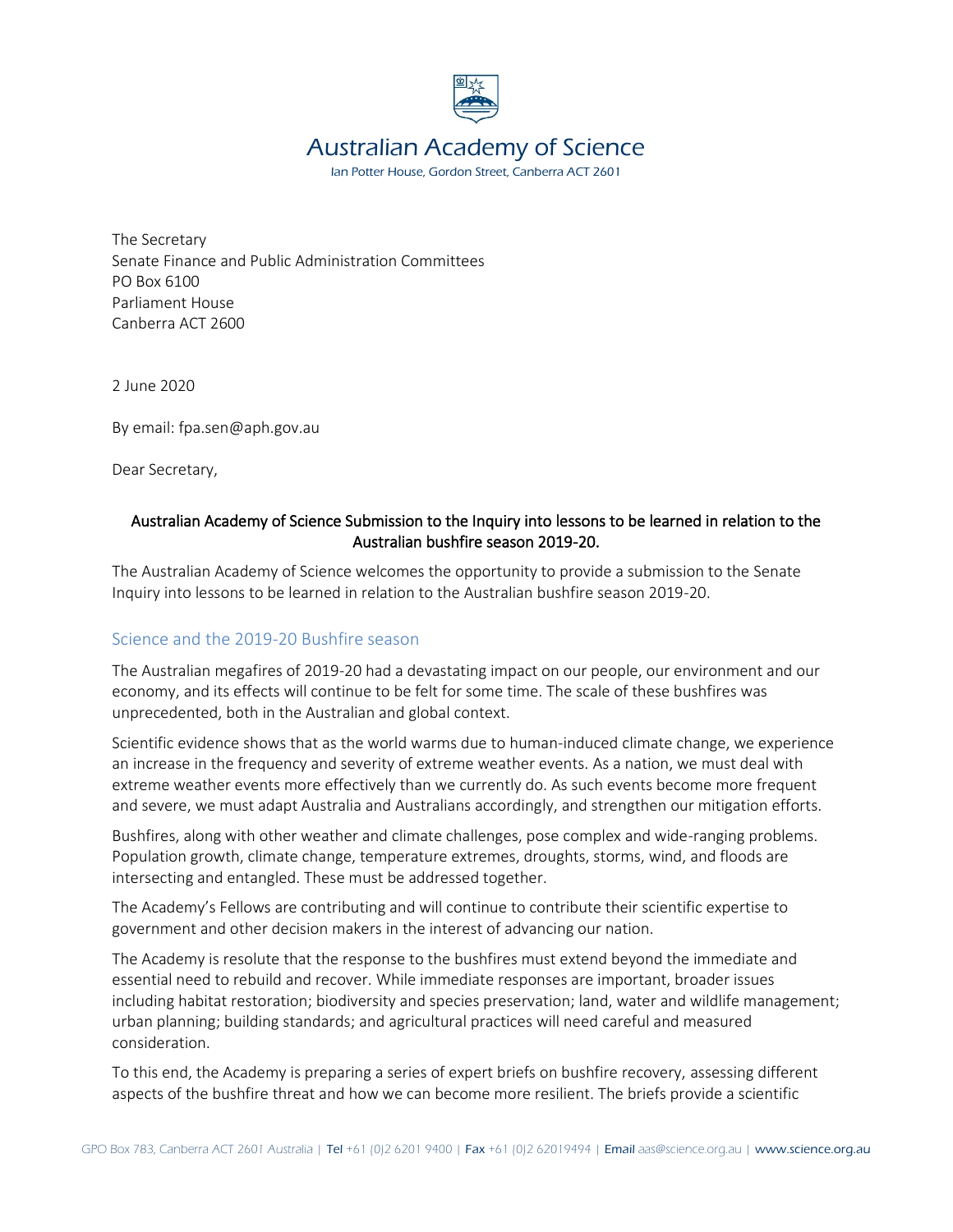# Australian Academy of Science

Ian Potter House, Gordon Street, Canberra ACT 2601

The Secretary
Senate Finance and Public Administration Committees
PO Box 6100
Parliament House
Canberra ACT 2600

2 June 2020

By email: fpa.sen@aph.gov.au

Dear Secretary,

**Australian Academy of Science Submission to the Inquiry into lessons to be learned in relation to the Australian bushfire season 2019-20.**

The Australian Academy of Science welcomes the opportunity to provide a submission to the Senate Inquiry into lessons to be learned in relation to the Australian bushfire season 2019-20.

## Science and the 2019-20 Bushfire season

The Australian megafires of 2019-20 had a devastating impact on our people, our environment and our economy, and its effects will continue to be felt for some time. The scale of these bushfires was unprecedented, both in the Australian and global context.

Scientific evidence shows that as the world warms due to human-induced climate change, we experience an increase in the frequency and severity of extreme weather events. As a nation, we must deal with extreme weather events more effectively than we currently do. As such events become more frequent and severe, we must adapt Australia and Australians accordingly, and strengthen our mitigation efforts.

Bushfires, along with other weather and climate challenges, pose complex and wide-ranging problems. Population growth, climate change, temperature extremes, droughts, storms, wind, and floods are intersecting and entangled. These must be addressed together.

The Academy's Fellows are contributing and will continue to contribute their scientific expertise to government and other decision makers in the interest of advancing our nation.

The Academy is resolute that the response to the bushfires must extend beyond the immediate and essential need to rebuild and recover. While immediate responses are important, broader issues including habitat restoration; biodiversity and species preservation; land, water and wildlife management; urban planning; building standards; and agricultural practices will need careful and measured consideration.

To this end, the Academy is preparing a series of expert briefs on bushfire recovery, assessing different aspects of the bushfire threat and how we can become more resilient. The briefs provide a scientific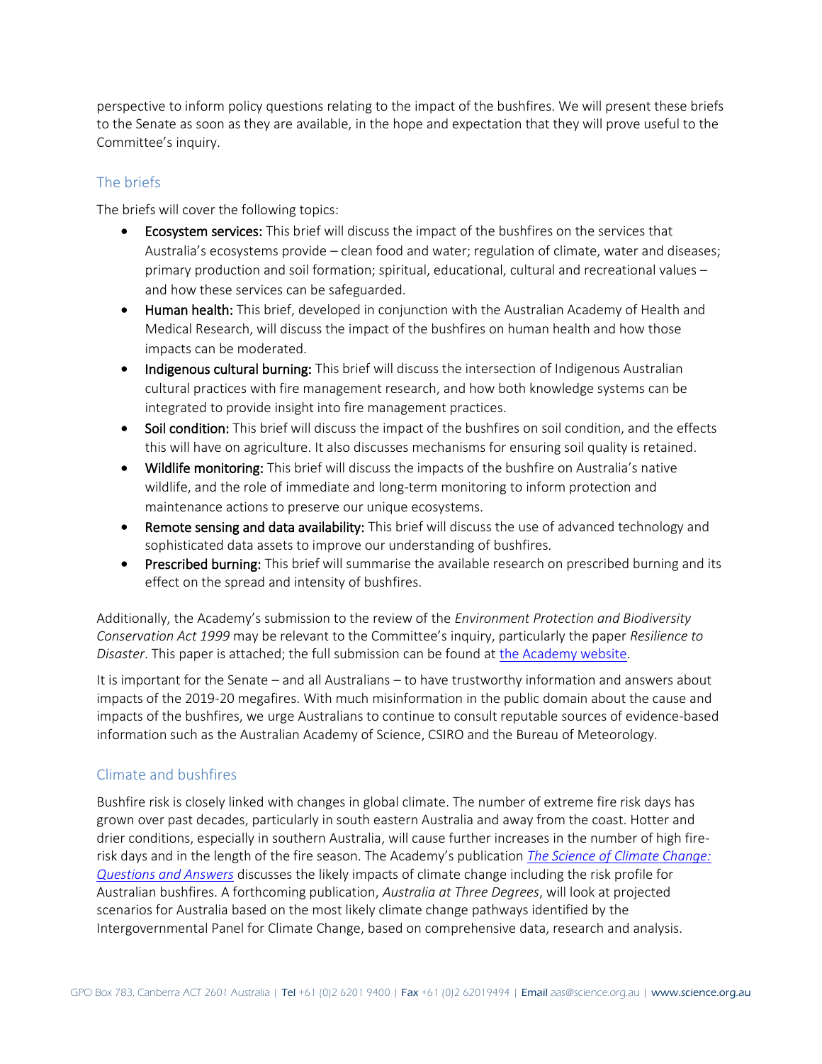perspective to inform policy questions relating to the impact of the bushfires. We will present these briefs to the Senate as soon as they are available, in the hope and expectation that they will prove useful to the Committee's inquiry.

## The briefs

The briefs will cover the following topics:

- **Ecosystem services:** This brief will discuss the impact of the bushfires on the services that Australia's ecosystems provide – clean food and water; regulation of climate, water and diseases; primary production and soil formation; spiritual, educational, cultural and recreational values – and how these services can be safeguarded.
- **Human health:** This brief, developed in conjunction with the Australian Academy of Health and Medical Research, will discuss the impact of the bushfires on human health and how those impacts can be moderated.
- **Indigenous cultural burning:** This brief will discuss the intersection of Indigenous Australian cultural practices with fire management research, and how both knowledge systems can be integrated to provide insight into fire management practices.
- **Soil condition:** This brief will discuss the impact of the bushfires on soil condition, and the effects this will have on agriculture. It also discusses mechanisms for ensuring soil quality is retained.
- **Wildlife monitoring:** This brief will discuss the impacts of the bushfire on Australia's native wildlife, and the role of immediate and long-term monitoring to inform protection and maintenance actions to preserve our unique ecosystems.
- **Remote sensing and data availability:** This brief will discuss the use of advanced technology and sophisticated data assets to improve our understanding of bushfires.
- **Prescribed burning:** This brief will summarise the available research on prescribed burning and its effect on the spread and intensity of bushfires.

Additionally, the Academy's submission to the review of the *Environment Protection and Biodiversity Conservation Act 1999* may be relevant to the Committee's inquiry, particularly the paper *Resilience to Disaster*. This paper is attached; the full submission can be found at the Academy website.

It is important for the Senate – and all Australians – to have trustworthy information and answers about impacts of the 2019-20 megafires. With much misinformation in the public domain about the cause and impacts of the bushfires, we urge Australians to continue to consult reputable sources of evidence-based information such as the Australian Academy of Science, CSIRO and the Bureau of Meteorology.

## Climate and bushfires

Bushfire risk is closely linked with changes in global climate. The number of extreme fire risk days has grown over past decades, particularly in south eastern Australia and away from the coast. Hotter and drier conditions, especially in southern Australia, will cause further increases in the number of high fire-risk days and in the length of the fire season. The Academy's publication *The Science of Climate Change: Questions and Answers* discusses the likely impacts of climate change including the risk profile for Australian bushfires. A forthcoming publication, *Australia at Three Degrees*, will look at projected scenarios for Australia based on the most likely climate change pathways identified by the Intergovernmental Panel for Climate Change, based on comprehensive data, research and analysis.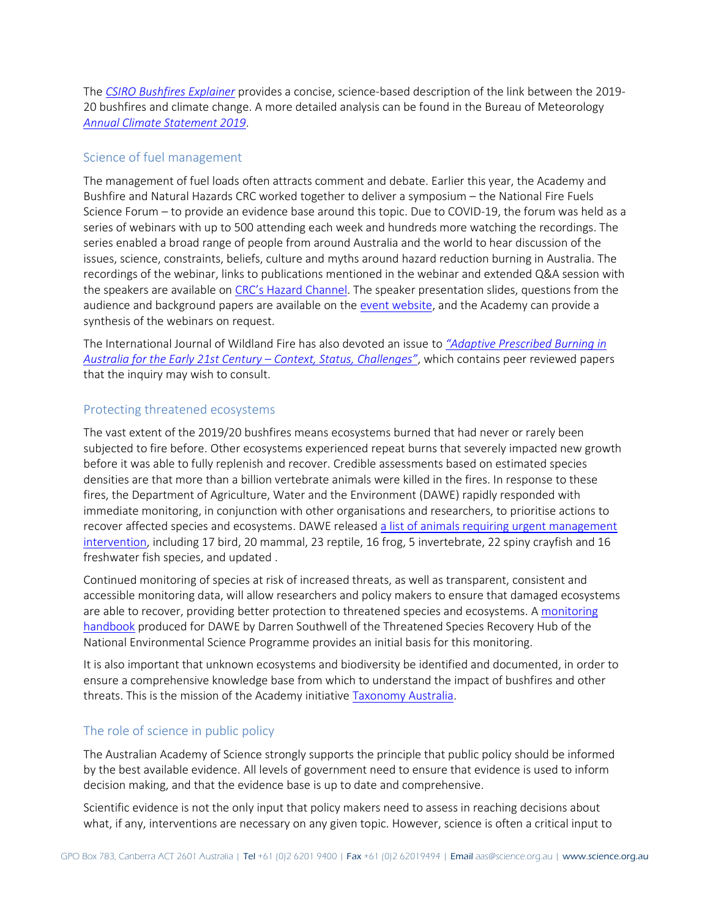The *[CSIRO Bushfires Explainer](#)* provides a concise, science-based description of the link between the 2019-20 bushfires and climate change. A more detailed analysis can be found in the Bureau of Meteorology *[Annual Climate Statement 2019](#)*.

## Science of fuel management

The management of fuel loads often attracts comment and debate. Earlier this year, the Academy and Bushfire and Natural Hazards CRC worked together to deliver a symposium – the National Fire Fuels Science Forum – to provide an evidence base around this topic. Due to COVID-19, the forum was held as a series of webinars with up to 500 attending each week and hundreds more watching the recordings. The series enabled a broad range of people from around Australia and the world to hear discussion of the issues, science, constraints, beliefs, culture and myths around hazard reduction burning in Australia. The recordings of the webinar, links to publications mentioned in the webinar and extended Q&A session with the speakers are available on [CRC's Hazard Channel](#). The speaker presentation slides, questions from the audience and background papers are available on the [event website](#), and the Academy can provide a synthesis of the webinars on request.

The International Journal of Wildland Fire has also devoted an issue to *["Adaptive Prescribed Burning in Australia for the Early 21st Century – Context, Status, Challenges"](#)*, which contains peer reviewed papers that the inquiry may wish to consult.

## Protecting threatened ecosystems

The vast extent of the 2019/20 bushfires means ecosystems burned that had never or rarely been subjected to fire before. Other ecosystems experienced repeat burns that severely impacted new growth before it was able to fully replenish and recover. Credible assessments based on estimated species densities are that more than a billion vertebrate animals were killed in the fires. In response to these fires, the Department of Agriculture, Water and the Environment (DAWE) rapidly responded with immediate monitoring, in conjunction with other organisations and researchers, to prioritise actions to recover affected species and ecosystems. DAWE released [a list of animals requiring urgent management intervention](#), including 17 bird, 20 mammal, 23 reptile, 16 frog, 5 invertebrate, 22 spiny crayfish and 16 freshwater fish species, and updated .

Continued monitoring of species at risk of increased threats, as well as transparent, consistent and accessible monitoring data, will allow researchers and policy makers to ensure that damaged ecosystems are able to recover, providing better protection to threatened species and ecosystems. A [monitoring handbook](#) produced for DAWE by Darren Southwell of the Threatened Species Recovery Hub of the National Environmental Science Programme provides an initial basis for this monitoring.

It is also important that unknown ecosystems and biodiversity be identified and documented, in order to ensure a comprehensive knowledge base from which to understand the impact of bushfires and other threats. This is the mission of the Academy initiative [Taxonomy Australia](#).

## The role of science in public policy

The Australian Academy of Science strongly supports the principle that public policy should be informed by the best available evidence. All levels of government need to ensure that evidence is used to inform decision making, and that the evidence base is up to date and comprehensive.

Scientific evidence is not the only input that policy makers need to assess in reaching decisions about what, if any, interventions are necessary on any given topic. However, science is often a critical input to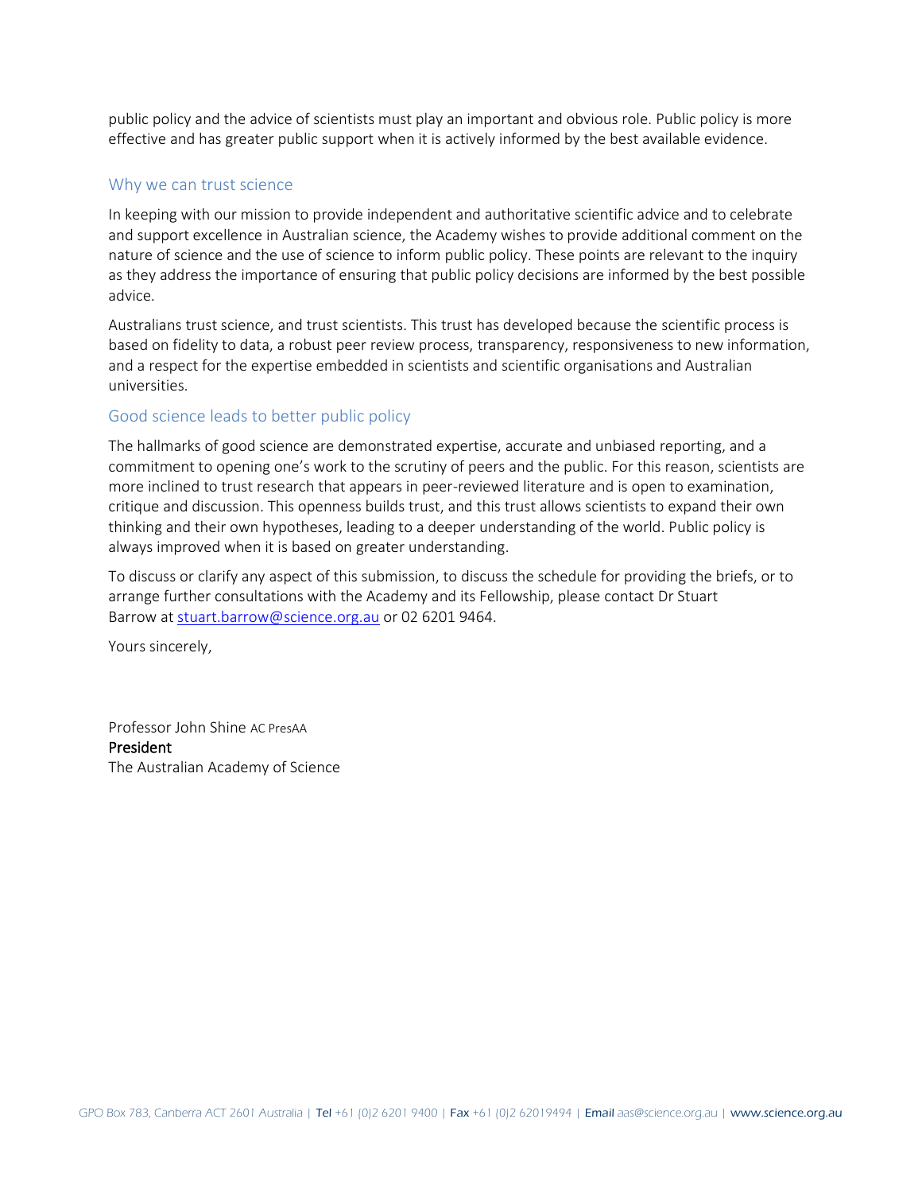public policy and the advice of scientists must play an important and obvious role. Public policy is more effective and has greater public support when it is actively informed by the best available evidence.

## Why we can trust science

In keeping with our mission to provide independent and authoritative scientific advice and to celebrate and support excellence in Australian science, the Academy wishes to provide additional comment on the nature of science and the use of science to inform public policy. These points are relevant to the inquiry as they address the importance of ensuring that public policy decisions are informed by the best possible advice.

Australians trust science, and trust scientists. This trust has developed because the scientific process is based on fidelity to data, a robust peer review process, transparency, responsiveness to new information, and a respect for the expertise embedded in scientists and scientific organisations and Australian universities.

## Good science leads to better public policy

The hallmarks of good science are demonstrated expertise, accurate and unbiased reporting, and a commitment to opening one's work to the scrutiny of peers and the public. For this reason, scientists are more inclined to trust research that appears in peer-reviewed literature and is open to examination, critique and discussion. This openness builds trust, and this trust allows scientists to expand their own thinking and their own hypotheses, leading to a deeper understanding of the world. Public policy is always improved when it is based on greater understanding.

To discuss or clarify any aspect of this submission, to discuss the schedule for providing the briefs, or to arrange further consultations with the Academy and its Fellowship, please contact Dr Stuart Barrow at stuart.barrow@science.org.au or 02 6201 9464.

Yours sincerely,

Professor John Shine AC PresAA
**President**
The Australian Academy of Science